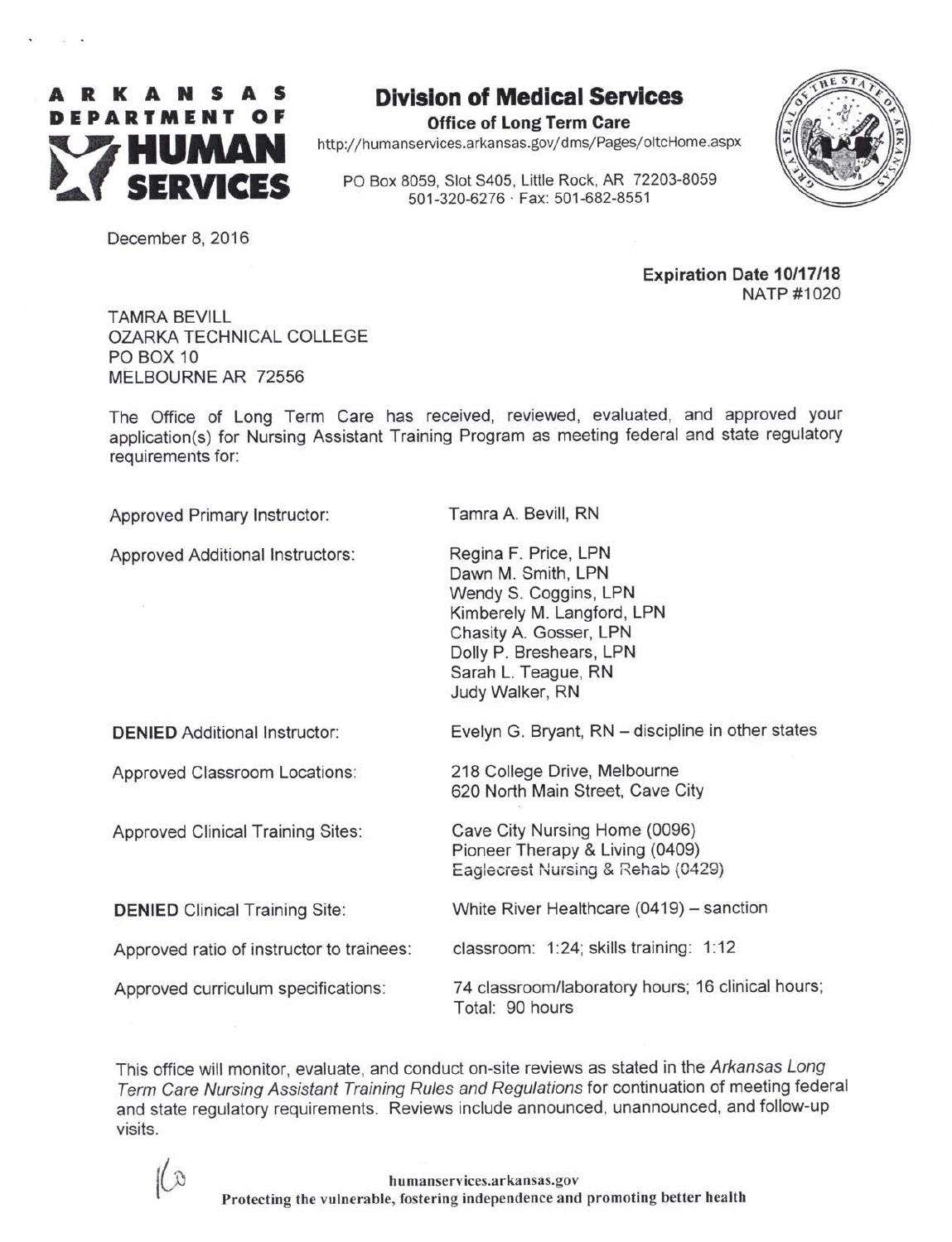**ARKANSAS DEPARTMENT OF HUMAN SERVICES**

# Division of Medical Services

**Office of Long Term Care**

http://humanservices.arkansas.gov/dms/Pages/oltcHome.aspx

PO Box 8059, Slot S405, Little Rock, AR 72203-8059
501-320-6276 · Fax: 501-682-8551

December 8, 2016

**Expiration Date 10/17/18**
NATP #1020

TAMRA BEVILL
OZARKA TECHNICAL COLLEGE
PO BOX 10
MELBOURNE AR 72556

The Office of Long Term Care has received, reviewed, evaluated, and approved your application(s) for Nursing Assistant Training Program as meeting federal and state regulatory requirements for:

| | |
|---|---|
| Approved Primary Instructor: | Tamra A. Bevill, RN |
| Approved Additional Instructors: | Regina F. Price, LPN<br>Dawn M. Smith, LPN<br>Wendy S. Coggins, LPN<br>Kimberely M. Langford, LPN<br>Chasity A. Gosser, LPN<br>Dolly P. Breshears, LPN<br>Sarah L. Teague, RN<br>Judy Walker, RN |
| **DENIED** Additional Instructor: | Evelyn G. Bryant, RN – discipline in other states |
| Approved Classroom Locations: | 218 College Drive, Melbourne<br>620 North Main Street, Cave City |
| Approved Clinical Training Sites: | Cave City Nursing Home (0096)<br>Pioneer Therapy & Living (0409)<br>Eaglecrest Nursing & Rehab (0429) |
| **DENIED** Clinical Training Site: | White River Healthcare (0419) – sanction |
| Approved ratio of instructor to trainees: | classroom: 1:24; skills training: 1:12 |
| Approved curriculum specifications: | 74 classroom/laboratory hours; 16 clinical hours; Total: 90 hours |

This office will monitor, evaluate, and conduct on-site reviews as stated in the *Arkansas Long Term Care Nursing Assistant Training Rules and Regulations* for continuation of meeting federal and state regulatory requirements. Reviews include announced, unannounced, and follow-up visits.

humanservices.arkansas.gov
**Protecting the vulnerable, fostering independence and promoting better health**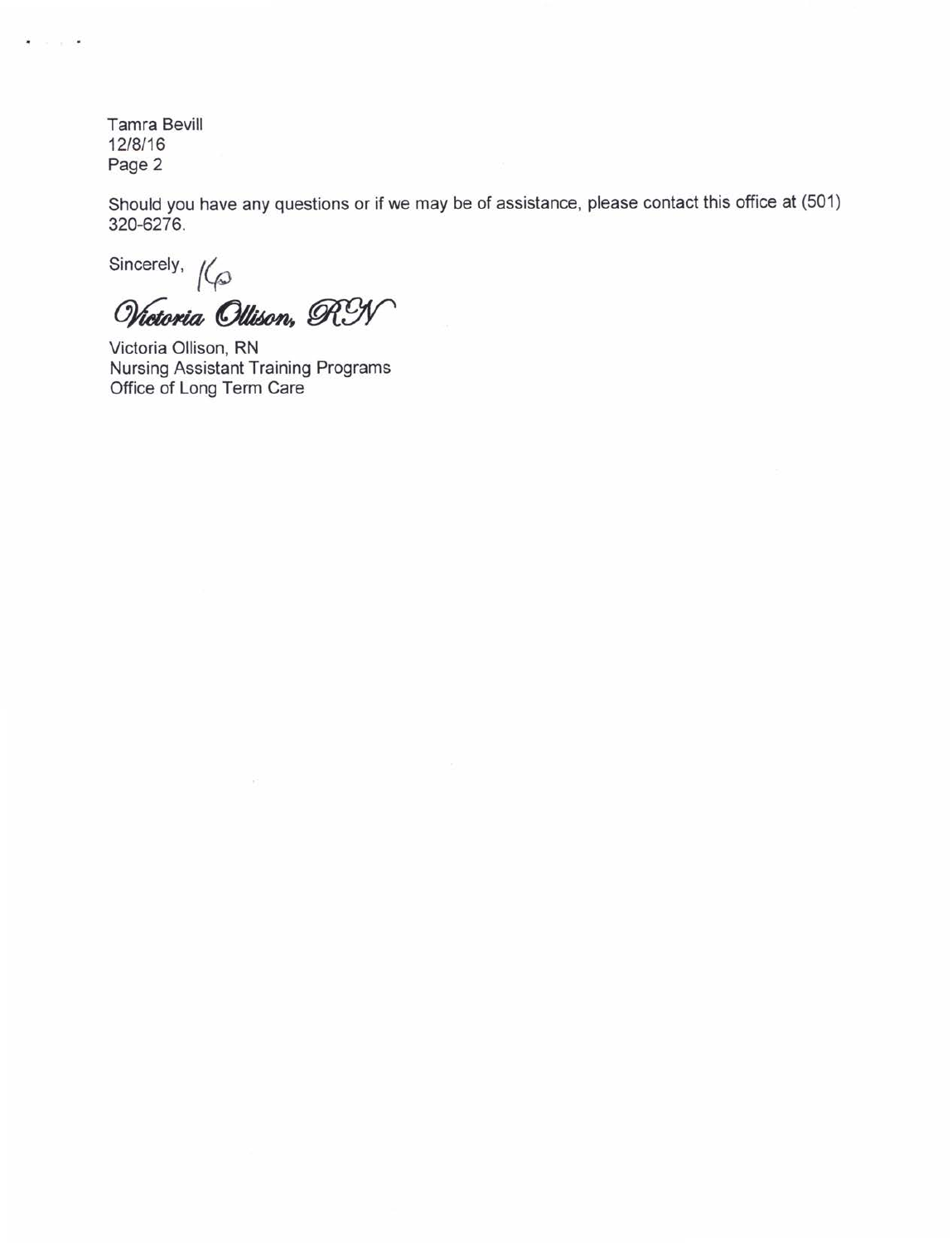Tamra Bevill
12/8/16
Page 2

Should you have any questions or if we may be of assistance, please contact this office at (501) 320-6276.

Sincerely,

*Victoria Ollison, RN*

Victoria Ollison, RN
Nursing Assistant Training Programs
Office of Long Term Care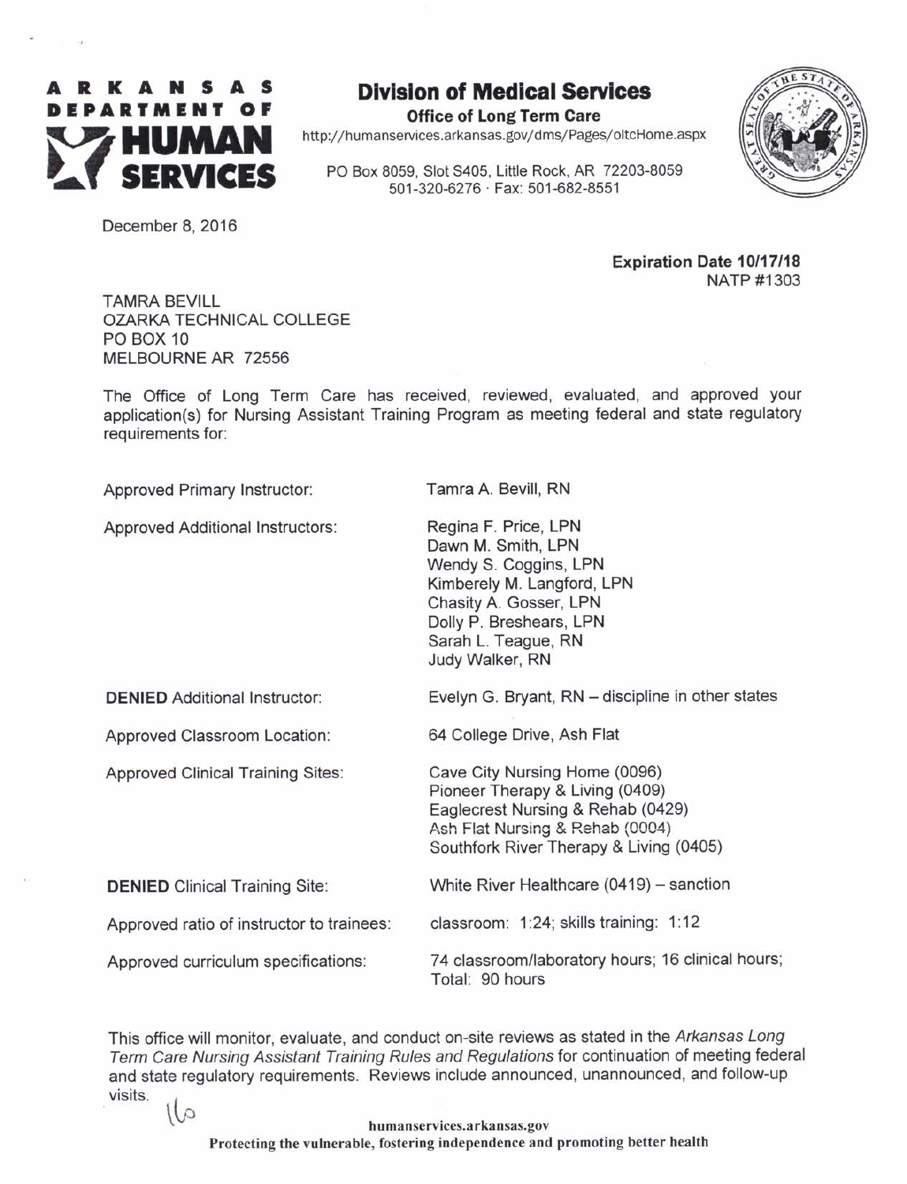**ARKANSAS DEPARTMENT OF HUMAN SERVICES**

# Division of Medical Services

**Office of Long Term Care**

http://humanservices.arkansas.gov/dms/Pages/oltcHome.aspx

PO Box 8059, Slot S405, Little Rock, AR 72203-8059
501-320-6276 · Fax: 501-682-8551

December 8, 2016

**Expiration Date 10/17/18**
NATP #1303

TAMRA BEVILL
OZARKA TECHNICAL COLLEGE
PO BOX 10
MELBOURNE AR 72556

The Office of Long Term Care has received, reviewed, evaluated, and approved your application(s) for Nursing Assistant Training Program as meeting federal and state regulatory requirements for:

| | |
|---|---|
| Approved Primary Instructor: | Tamra A. Bevill, RN |
| Approved Additional Instructors: | Regina F. Price, LPN<br>Dawn M. Smith, LPN<br>Wendy S. Coggins, LPN<br>Kimberely M. Langford, LPN<br>Chasity A. Gosser, LPN<br>Dolly P. Breshears, LPN<br>Sarah L. Teague, RN<br>Judy Walker, RN |
| **DENIED** Additional Instructor: | Evelyn G. Bryant, RN – discipline in other states |
| Approved Classroom Location: | 64 College Drive, Ash Flat |
| Approved Clinical Training Sites: | Cave City Nursing Home (0096)<br>Pioneer Therapy & Living (0409)<br>Eaglecrest Nursing & Rehab (0429)<br>Ash Flat Nursing & Rehab (0004)<br>Southfork River Therapy & Living (0405) |
| **DENIED** Clinical Training Site: | White River Healthcare (0419) – sanction |
| Approved ratio of instructor to trainees: | classroom: 1:24; skills training: 1:12 |
| Approved curriculum specifications: | 74 classroom/laboratory hours; 16 clinical hours; Total: 90 hours |

This office will monitor, evaluate, and conduct on-site reviews as stated in the *Arkansas Long Term Care Nursing Assistant Training Rules and Regulations* for continuation of meeting federal and state regulatory requirements. Reviews include announced, unannounced, and follow-up visits.

humanservices.arkansas.gov
Protecting the vulnerable, fostering independence and promoting better health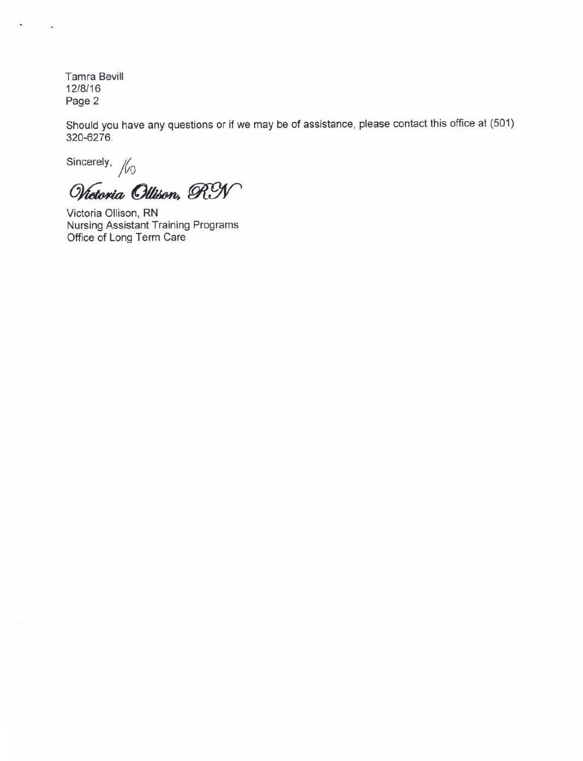Tamra Bevill
12/8/16
Page 2

Should you have any questions or if we may be of assistance, please contact this office at (501) 320-6276.

Sincerely, /vo

*Victoria Ollison, RN*

Victoria Ollison, RN
Nursing Assistant Training Programs
Office of Long Term Care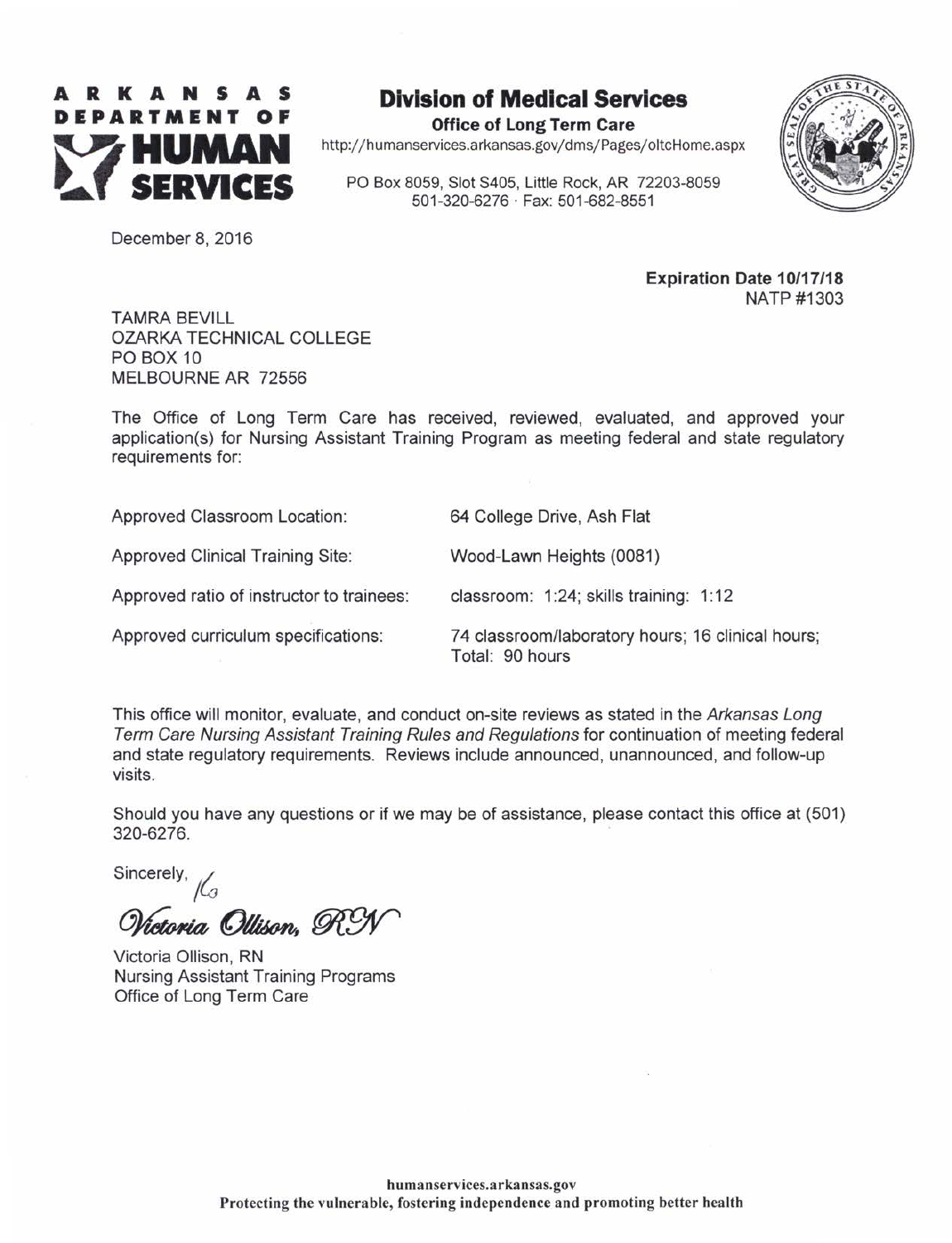# ARKANSAS DEPARTMENT OF HUMAN SERVICES

## Division of Medical Services

**Office of Long Term Care**

http://humanservices.arkansas.gov/dms/Pages/oltcHome.aspx

PO Box 8059, Slot S405, Little Rock, AR 72203-8059
501-320-6276 · Fax: 501-682-8551

December 8, 2016

**Expiration Date 10/17/18**
NATP #1303

TAMRA BEVILL
OZARKA TECHNICAL COLLEGE
PO BOX 10
MELBOURNE AR 72556

The Office of Long Term Care has received, reviewed, evaluated, and approved your application(s) for Nursing Assistant Training Program as meeting federal and state regulatory requirements for:

| | |
|---|---|
| Approved Classroom Location: | 64 College Drive, Ash Flat |
| Approved Clinical Training Site: | Wood-Lawn Heights (0081) |
| Approved ratio of instructor to trainees: | classroom: 1:24; skills training: 1:12 |
| Approved curriculum specifications: | 74 classroom/laboratory hours; 16 clinical hours; Total: 90 hours |

This office will monitor, evaluate, and conduct on-site reviews as stated in the *Arkansas Long Term Care Nursing Assistant Training Rules and Regulations* for continuation of meeting federal and state regulatory requirements. Reviews include announced, unannounced, and follow-up visits.

Should you have any questions or if we may be of assistance, please contact this office at (501) 320-6276.

Sincerely,

*Victoria Ollison, RN*

Victoria Ollison, RN
Nursing Assistant Training Programs
Office of Long Term Care

**humanservices.arkansas.gov**
**Protecting the vulnerable, fostering independence and promoting better health**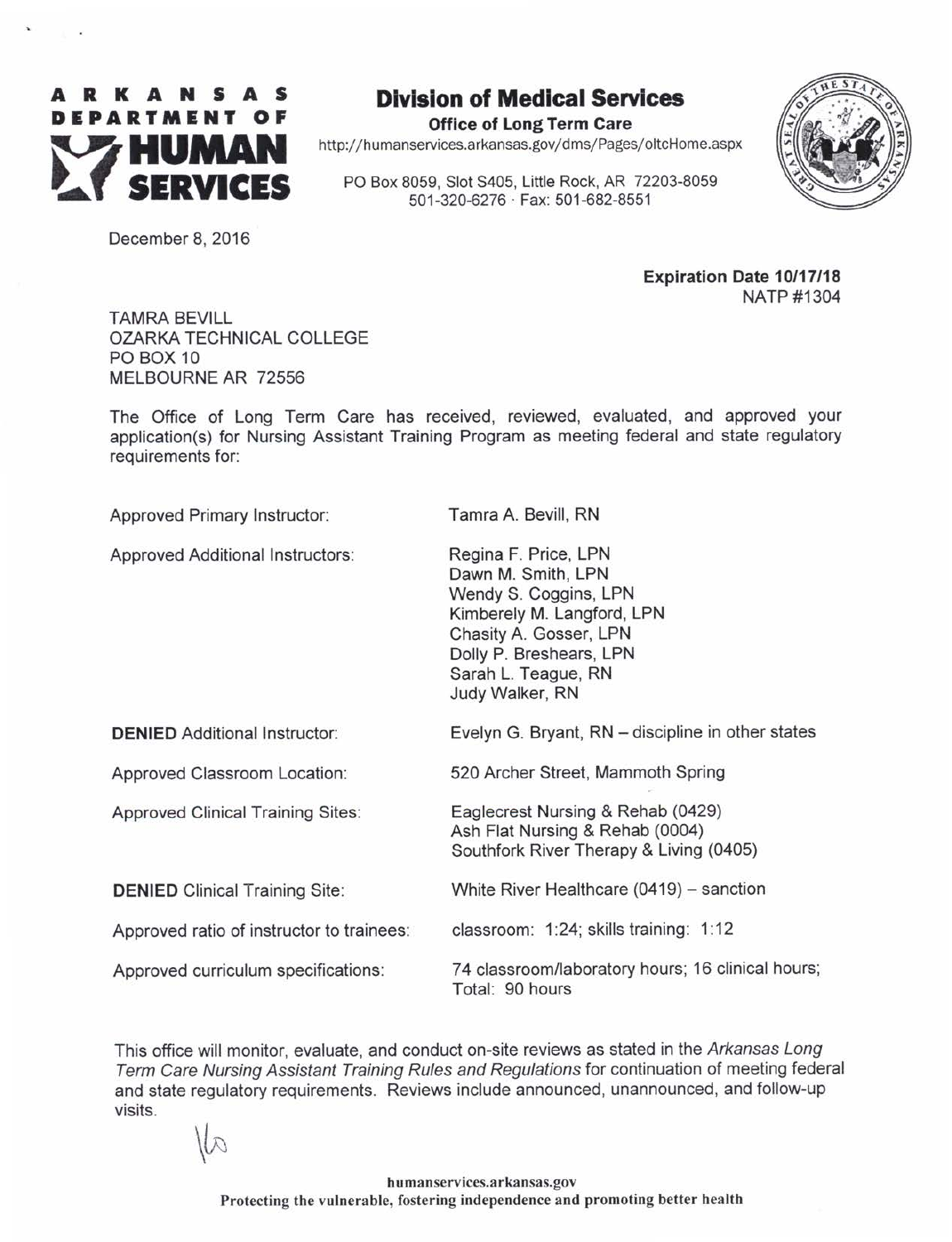**ARKANSAS DEPARTMENT OF HUMAN SERVICES**

# Division of Medical Services

**Office of Long Term Care**

http://humanservices.arkansas.gov/dms/Pages/oltcHome.aspx

PO Box 8059, Slot S405, Little Rock, AR 72203-8059
501-320-6276 · Fax: 501-682-8551

December 8, 2016

**Expiration Date 10/17/18**
NATP #1304

TAMRA BEVILL
OZARKA TECHNICAL COLLEGE
PO BOX 10
MELBOURNE AR 72556

The Office of Long Term Care has received, reviewed, evaluated, and approved your application(s) for Nursing Assistant Training Program as meeting federal and state regulatory requirements for:

| | |
|---|---|
| Approved Primary Instructor: | Tamra A. Bevill, RN |
| Approved Additional Instructors: | Regina F. Price, LPN<br>Dawn M. Smith, LPN<br>Wendy S. Coggins, LPN<br>Kimberely M. Langford, LPN<br>Chasity A. Gosser, LPN<br>Dolly P. Breshears, LPN<br>Sarah L. Teague, RN<br>Judy Walker, RN |
| **DENIED** Additional Instructor: | Evelyn G. Bryant, RN – discipline in other states |
| Approved Classroom Location: | 520 Archer Street, Mammoth Spring |
| Approved Clinical Training Sites: | Eaglecrest Nursing & Rehab (0429)<br>Ash Flat Nursing & Rehab (0004)<br>Southfork River Therapy & Living (0405) |
| **DENIED** Clinical Training Site: | White River Healthcare (0419) – sanction |
| Approved ratio of instructor to trainees: | classroom: 1:24; skills training: 1:12 |
| Approved curriculum specifications: | 74 classroom/laboratory hours; 16 clinical hours; Total: 90 hours |

This office will monitor, evaluate, and conduct on-site reviews as stated in the *Arkansas Long Term Care Nursing Assistant Training Rules and Regulations* for continuation of meeting federal and state regulatory requirements. Reviews include announced, unannounced, and follow-up visits.

16

humanservices.arkansas.gov
Protecting the vulnerable, fostering independence and promoting better health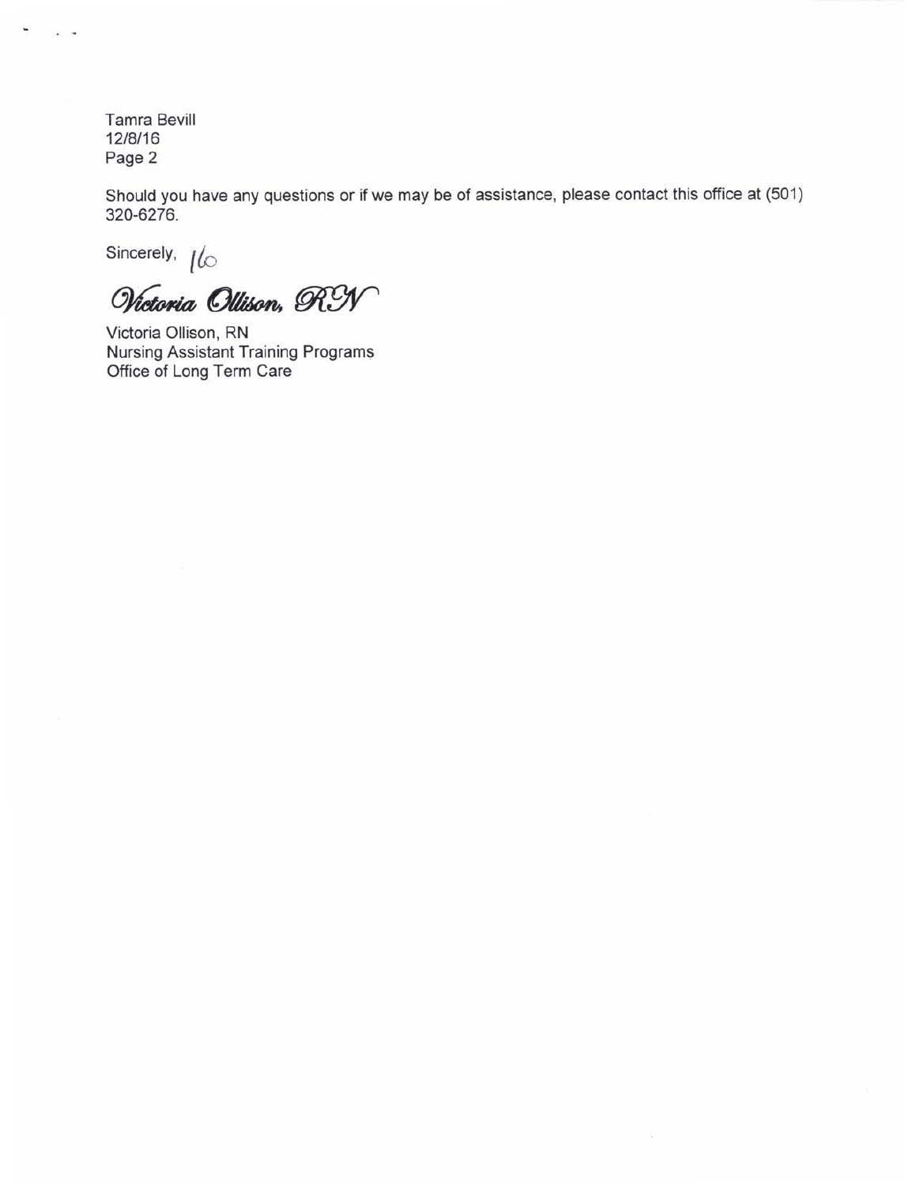Tamra Bevill
12/8/16
Page 2

Should you have any questions or if we may be of assistance, please contact this office at (501) 320-6276.

Sincerely, *lo*

*Victoria Ollison, RN*

Victoria Ollison, RN
Nursing Assistant Training Programs
Office of Long Term Care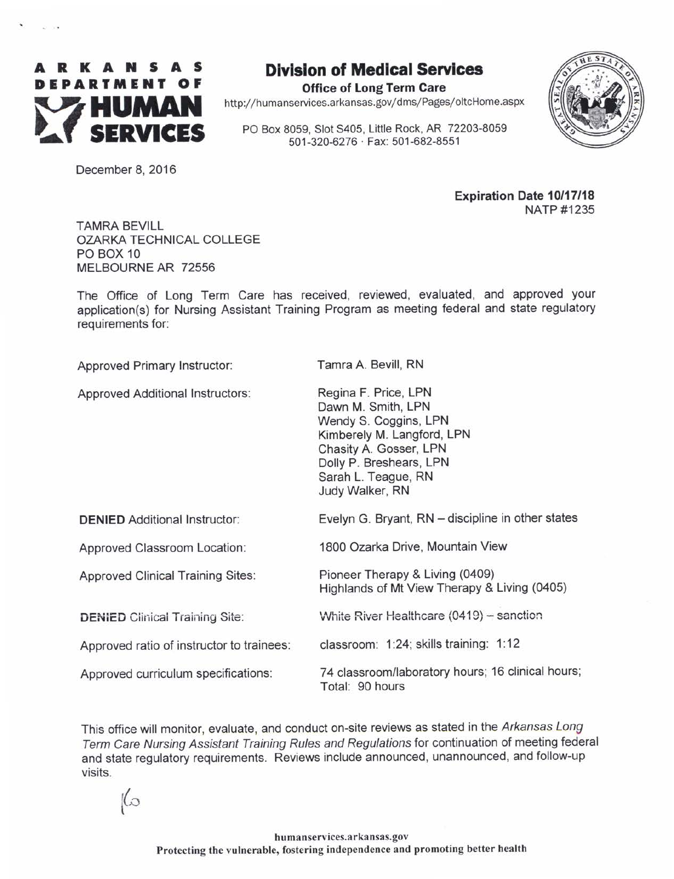# ARKANSAS DEPARTMENT OF HUMAN SERVICES

## Division of Medical Services

**Office of Long Term Care**

http://humanservices.arkansas.gov/dms/Pages/oltcHome.aspx

PO Box 8059, Slot S405, Little Rock, AR 72203-8059
501-320-6276 · Fax: 501-682-8551

December 8, 2016

**Expiration Date 10/17/18**
NATP #1235

TAMRA BEVILL
OZARKA TECHNICAL COLLEGE
PO BOX 10
MELBOURNE AR 72556

The Office of Long Term Care has received, reviewed, evaluated, and approved your application(s) for Nursing Assistant Training Program as meeting federal and state regulatory requirements for:

| | |
|---|---|
| Approved Primary Instructor: | Tamra A. Bevill, RN |
| Approved Additional Instructors: | Regina F. Price, LPN<br>Dawn M. Smith, LPN<br>Wendy S. Coggins, LPN<br>Kimberely M. Langford, LPN<br>Chasity A. Gosser, LPN<br>Dolly P. Breshears, LPN<br>Sarah L. Teague, RN<br>Judy Walker, RN |
| **DENIED** Additional Instructor: | Evelyn G. Bryant, RN – discipline in other states |
| Approved Classroom Location: | 1800 Ozarka Drive, Mountain View |
| Approved Clinical Training Sites: | Pioneer Therapy & Living (0409)<br>Highlands of Mt View Therapy & Living (0405) |
| **DENIED** Clinical Training Site: | White River Healthcare (0419) – sanction |
| Approved ratio of instructor to trainees: | classroom: 1:24; skills training: 1:12 |
| Approved curriculum specifications: | 74 classroom/laboratory hours; 16 clinical hours; Total: 90 hours |

This office will monitor, evaluate, and conduct on-site reviews as stated in the *Arkansas Long Term Care Nursing Assistant Training Rules and Regulations* for continuation of meeting federal and state regulatory requirements. Reviews include announced, unannounced, and follow-up visits.

humanservices.arkansas.gov
Protecting the vulnerable, fostering independence and promoting better health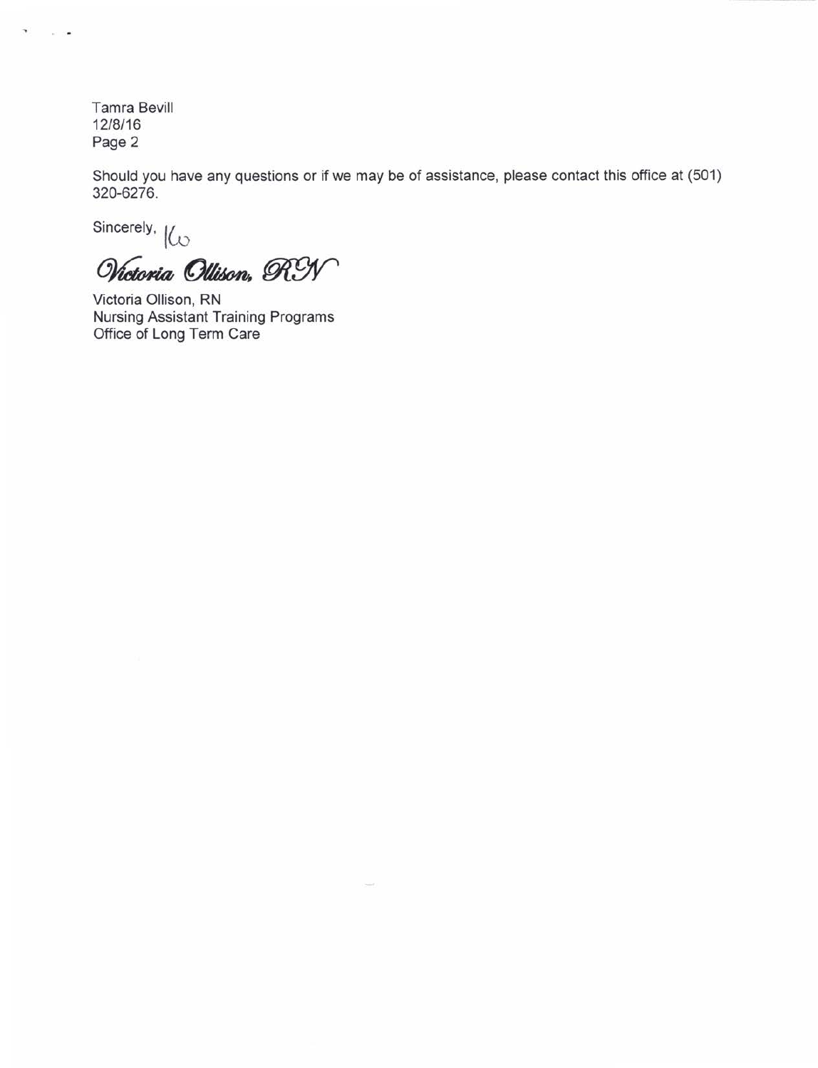Tamra Bevill
12/8/16
Page 2

Should you have any questions or if we may be of assistance, please contact this office at (501) 320-6276.

Sincerely,

Victoria Ollison, RN

Victoria Ollison, RN
Nursing Assistant Training Programs
Office of Long Term Care